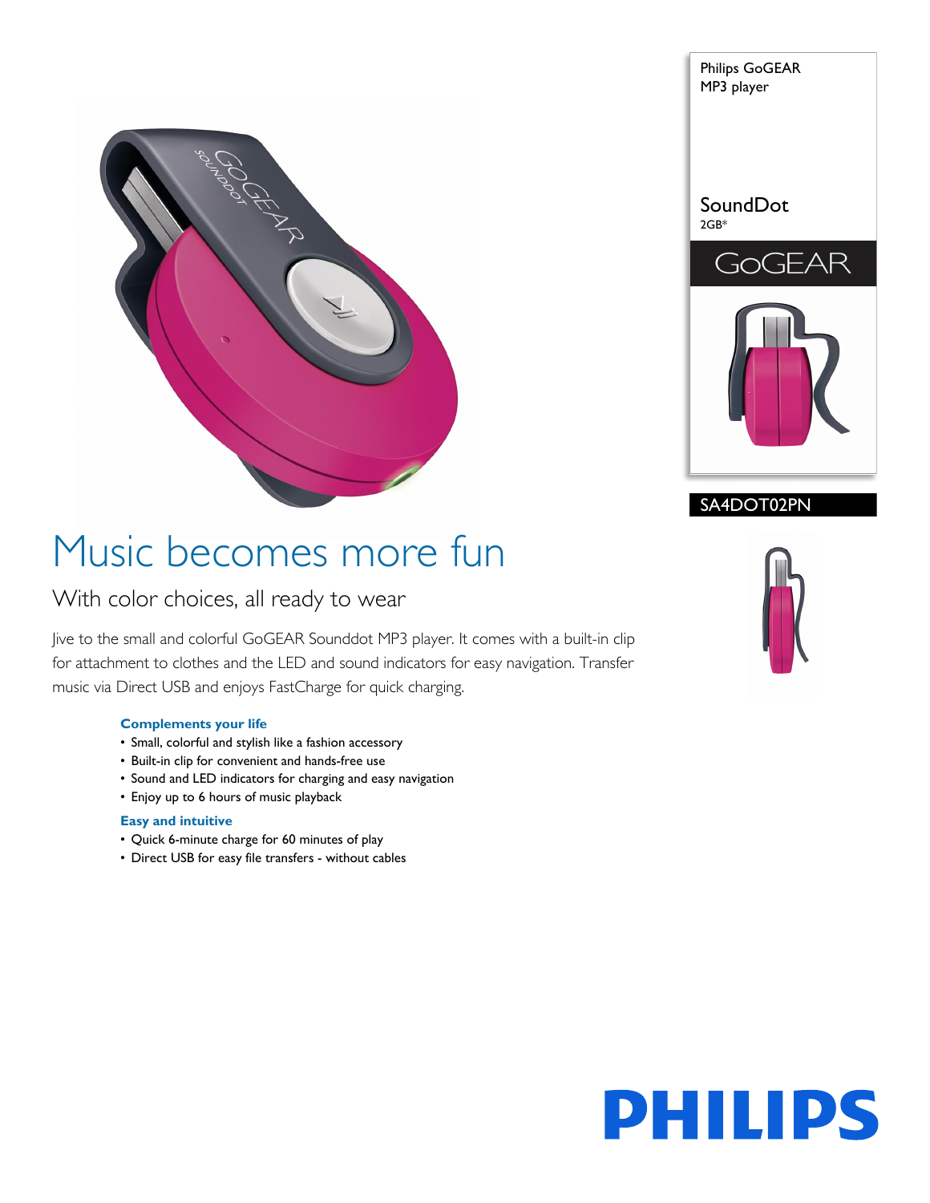Philips GoGEAR
MP3 player

SoundDot
2GB*

GoGEAR

SA4DOT02PN

# Music becomes more fun

## With color choices, all ready to wear

Jive to the small and colorful GoGEAR Sounddot MP3 player. It comes with a built-in clip for attachment to clothes and the LED and sound indicators for easy navigation. Transfer music via Direct USB and enjoys FastCharge for quick charging.

### Complements your life

- Small, colorful and stylish like a fashion accessory
- Built-in clip for convenient and hands-free use
- Sound and LED indicators for charging and easy navigation
- Enjoy up to 6 hours of music playback

### Easy and intuitive

- Quick 6-minute charge for 60 minutes of play
- Direct USB for easy file transfers - without cables

PHILIPS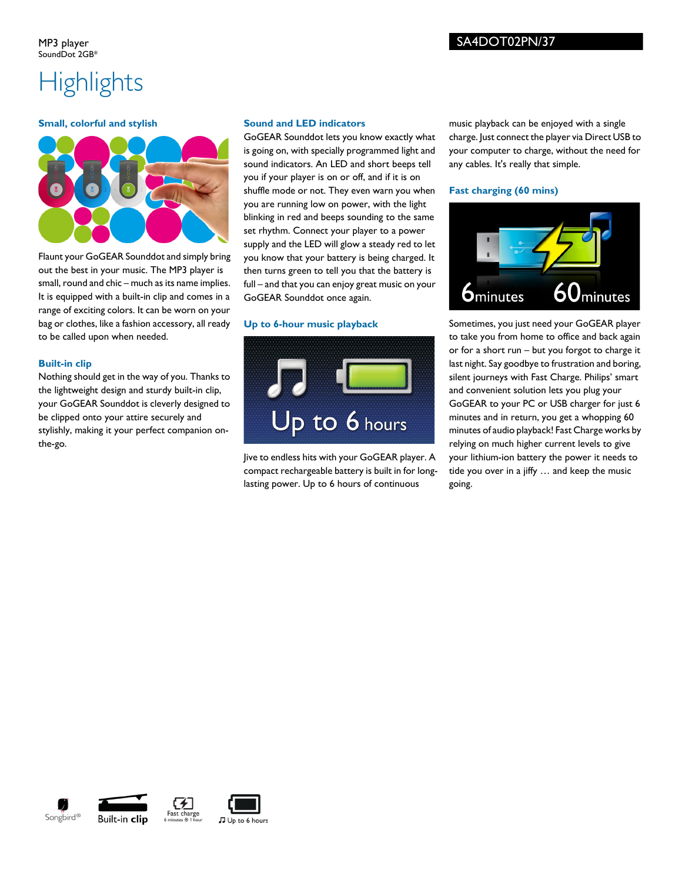MP3 player
SoundDot 2GB*

SA4DOT02PN/37

# Highlights

### Small, colorful and stylish

Flaunt your GoGEAR Sounddot and simply bring out the best in your music. The MP3 player is small, round and chic – much as its name implies. It is equipped with a built-in clip and comes in a range of exciting colors. It can be worn on your bag or clothes, like a fashion accessory, all ready to be called upon when needed.

### Built-in clip

Nothing should get in the way of you. Thanks to the lightweight design and sturdy built-in clip, your GoGEAR Sounddot is cleverly designed to be clipped onto your attire securely and stylishly, making it your perfect companion on-the-go.

### Sound and LED indicators

GoGEAR Sounddot lets you know exactly what is going on, with specially programmed light and sound indicators. An LED and short beeps tell you if your player is on or off, and if it is on shuffle mode or not. They even warn you when you are running low on power, with the light blinking in red and beeps sounding to the same set rhythm. Connect your player to a power supply and the LED will glow a steady red to let you know that your battery is being charged. It then turns green to tell you that the battery is full – and that you can enjoy great music on your GoGEAR Sounddot once again.

### Up to 6-hour music playback

Jive to endless hits with your GoGEAR player. A compact rechargeable battery is built in for long-lasting power. Up to 6 hours of continuous music playback can be enjoyed with a single charge. Just connect the player via Direct USB to your computer to charge, without the need for any cables. It's really that simple.

### Fast charging (60 mins)

Sometimes, you just need your GoGEAR player to take you from home to office and back again or for a short run – but you forgot to charge it last night. Say goodbye to frustration and boring, silent journeys with Fast Charge. Philips' smart and convenient solution lets you plug your GoGEAR to your PC or USB charger for just 6 minutes and in return, you get a whopping 60 minutes of audio playback! Fast Charge works by relying on much higher current levels to give your lithium-ion battery the power it needs to tide you over in a jiffy … and keep the music going.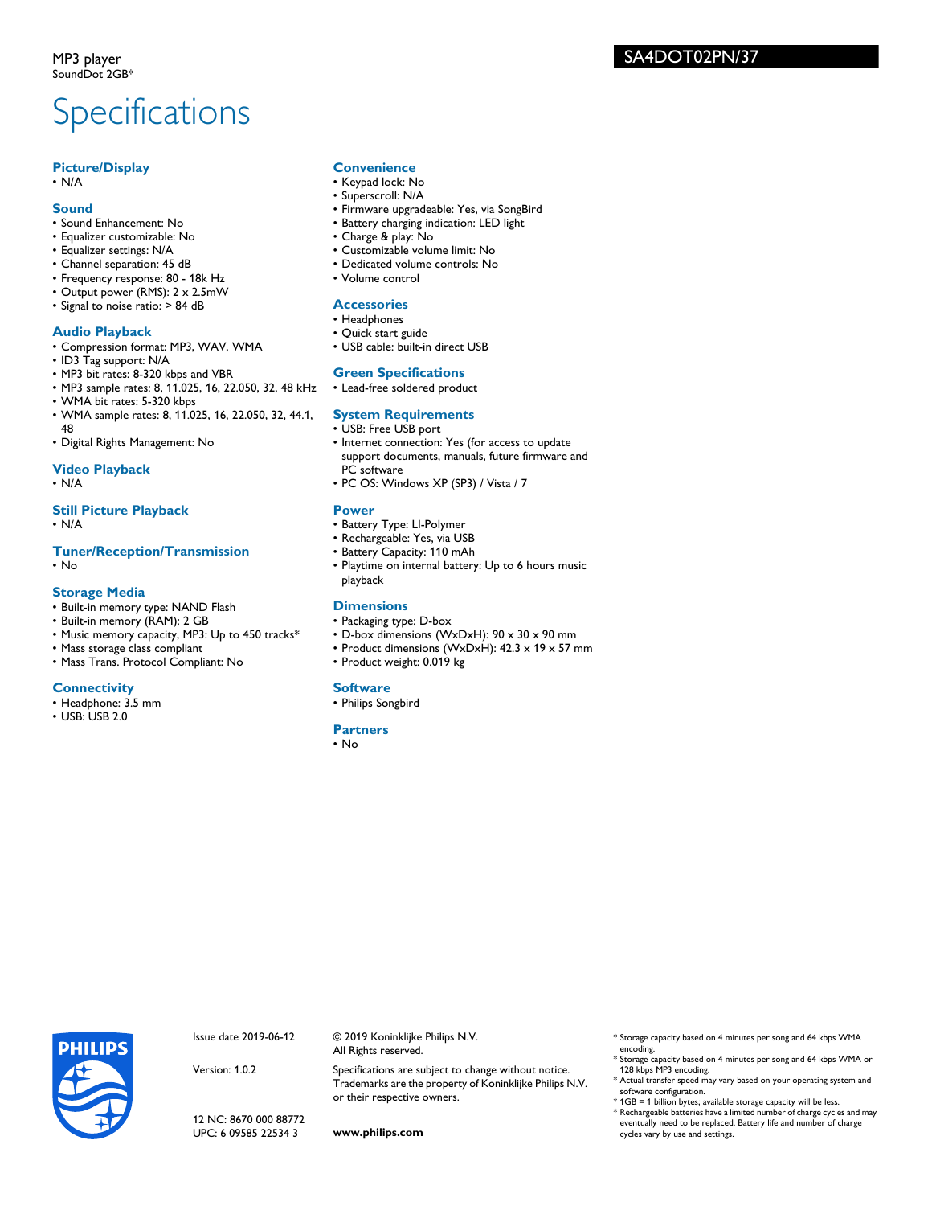MP3 player
SoundDot 2GB*

SA4DOT02PN/37

# Specifications

### Picture/Display
- N/A

### Sound
- Sound Enhancement: No
- Equalizer customizable: No
- Equalizer settings: N/A
- Channel separation: 45 dB
- Frequency response: 80 - 18k Hz
- Output power (RMS): 2 x 2.5mW
- Signal to noise ratio: > 84 dB

### Audio Playback
- Compression format: MP3, WAV, WMA
- ID3 Tag support: N/A
- MP3 bit rates: 8-320 kbps and VBR
- MP3 sample rates: 8, 11.025, 16, 22.050, 32, 48 kHz
- WMA bit rates: 5-320 kbps
- WMA sample rates: 8, 11.025, 16, 22.050, 32, 44.1, 48
- Digital Rights Management: No

### Video Playback
- N/A

### Still Picture Playback
- N/A

### Tuner/Reception/Transmission
- No

### Storage Media
- Built-in memory type: NAND Flash
- Built-in memory (RAM): 2 GB
- Music memory capacity, MP3: Up to 450 tracks*
- Mass storage class compliant
- Mass Trans. Protocol Compliant: No

### Connectivity
- Headphone: 3.5 mm
- USB: USB 2.0

### Convenience
- Keypad lock: No
- Superscroll: N/A
- Firmware upgradeable: Yes, via SongBird
- Battery charging indication: LED light
- Charge & play: No
- Customizable volume limit: No
- Dedicated volume controls: No
- Volume control

### Accessories
- Headphones
- Quick start guide
- USB cable: built-in direct USB

### Green Specifications
- Lead-free soldered product

### System Requirements
- USB: Free USB port
- Internet connection: Yes (for access to update support documents, manuals, future firmware and PC software
- PC OS: Windows XP (SP3) / Vista / 7

### Power
- Battery Type: LI-Polymer
- Rechargeable: Yes, via USB
- Battery Capacity: 110 mAh
- Playtime on internal battery: Up to 6 hours music playback

### Dimensions
- Packaging type: D-box
- D-box dimensions (WxDxH): 90 x 30 x 90 mm
- Product dimensions (WxDxH): 42.3 x 19 x 57 mm
- Product weight: 0.019 kg

### Software
- Philips Songbird

### Partners
- No

Issue date 2019-06-12

Version: 1.0.2

12 NC: 8670 000 88772
UPC: 6 09585 22534 3

© 2019 Koninklijke Philips N.V.
All Rights reserved.

Specifications are subject to change without notice. Trademarks are the property of Koninklijke Philips N.V. or their respective owners.

www.philips.com

* Storage capacity based on 4 minutes per song and 64 kbps WMA encoding.
* Storage capacity based on 4 minutes per song and 64 kbps WMA or 128 kbps MP3 encoding.
* Actual transfer speed may vary based on your operating system and software configuration.
* 1GB = 1 billion bytes; available storage capacity will be less.
* Rechargeable batteries have a limited number of charge cycles and may eventually need to be replaced. Battery life and number of charge cycles vary by use and settings.